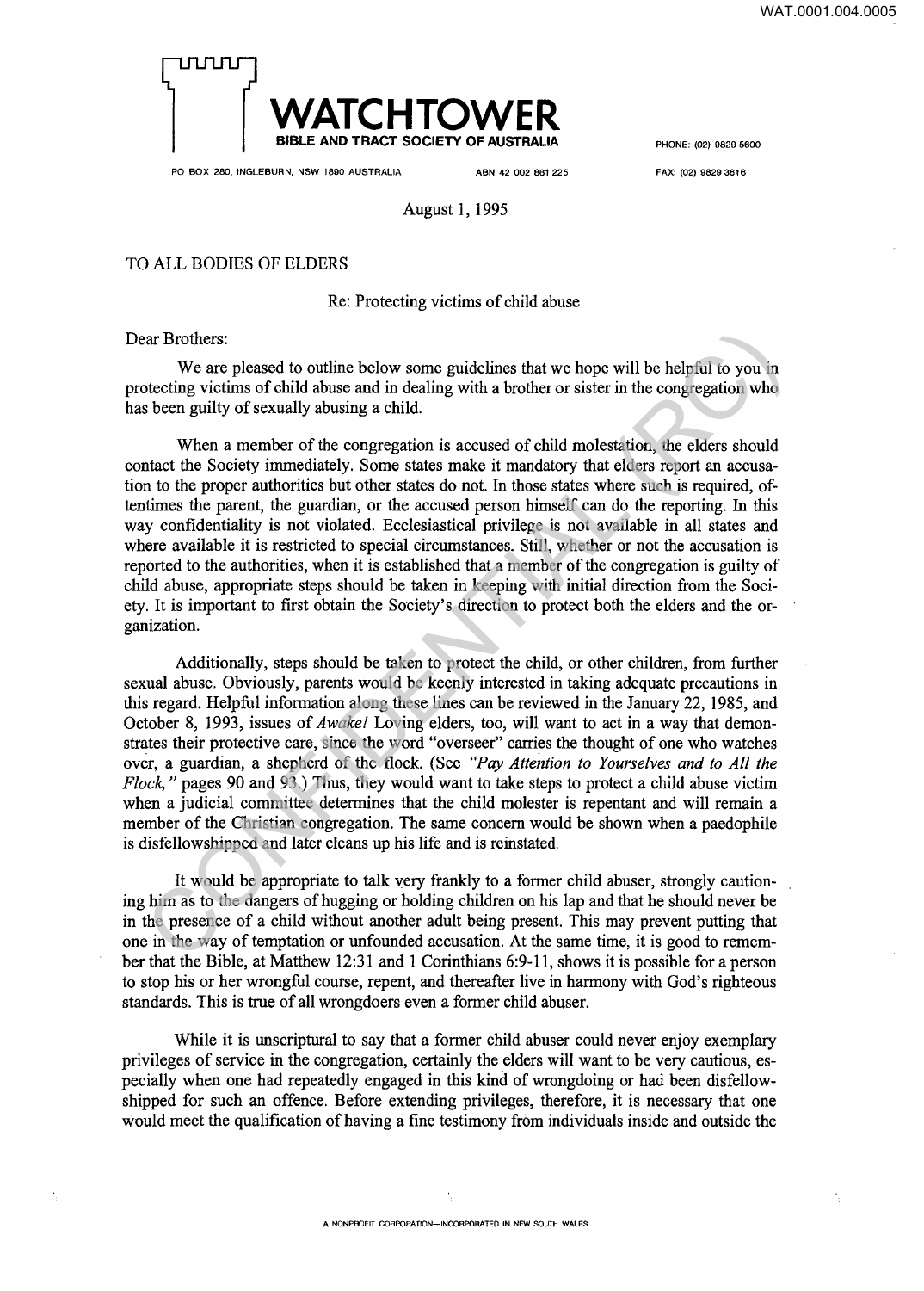# WATCHTOWER

**BIBLE AND TRACT SOCIETY OF AUSTRALIA**

PO BOX 280, INGLEBURN, NSW 1890 AUSTRALIA ABN 42 002 861 225

PHONE: (02) 9829 5600

FAX: (02) 9829 3616

August 1, 1995

TO ALL BODIES OF ELDERS

Re: Protecting victims of child abuse

Dear Brothers:

We are pleased to outline below some guidelines that we hope will be helpful to you in protecting victims of child abuse and in dealing with a brother or sister in the congregation who has been guilty of sexually abusing a child.

When a member of the congregation is accused of child molestation, the elders should contact the Society immediately. Some states make it mandatory that elders report an accusation to the proper authorities but other states do not. In those states where such is required, oftentimes the parent, the guardian, or the accused person himself can do the reporting. In this way confidentiality is not violated. Ecclesiastical privilege is not available in all states and where available it is restricted to special circumstances. Still, whether or not the accusation is reported to the authorities, when it is established that a member of the congregation is guilty of child abuse, appropriate steps should be taken in keeping with initial direction from the Society. It is important to first obtain the Society's direction to protect both the elders and the organization.

Additionally, steps should be taken to protect the child, or other children, from further sexual abuse. Obviously, parents would be keenly interested in taking adequate precautions in this regard. Helpful information along these lines can be reviewed in the January 22, 1985, and October 8, 1993, issues of *Awake!* Loving elders, too, will want to act in a way that demonstrates their protective care, since the word "overseer" carries the thought of one who watches over, a guardian, a shepherd of the flock. (See *"Pay Attention to Yourselves and to All the Flock,"* pages 90 and 93.) Thus, they would want to take steps to protect a child abuse victim when a judicial committee determines that the child molester is repentant and will remain a member of the Christian congregation. The same concern would be shown when a paedophile is disfellowshipped and later cleans up his life and is reinstated.

It would be appropriate to talk very frankly to a former child abuser, strongly cautioning him as to the dangers of hugging or holding children on his lap and that he should never be in the presence of a child without another adult being present. This may prevent putting that one in the way of temptation or unfounded accusation. At the same time, it is good to remember that the Bible, at Matthew 12:31 and 1 Corinthians 6:9-11, shows it is possible for a person to stop his or her wrongful course, repent, and thereafter live in harmony with God's righteous standards. This is true of all wrongdoers even a former child abuser.

While it is unscriptural to say that a former child abuser could never enjoy exemplary privileges of service in the congregation, certainly the elders will want to be very cautious, especially when one had repeatedly engaged in this kind of wrongdoing or had been disfellowshipped for such an offence. Before extending privileges, therefore, it is necessary that one would meet the qualification of having a fine testimony from individuals inside and outside the

A NONPROFIT CORPORATION—INCORPORATED IN NEW SOUTH WALES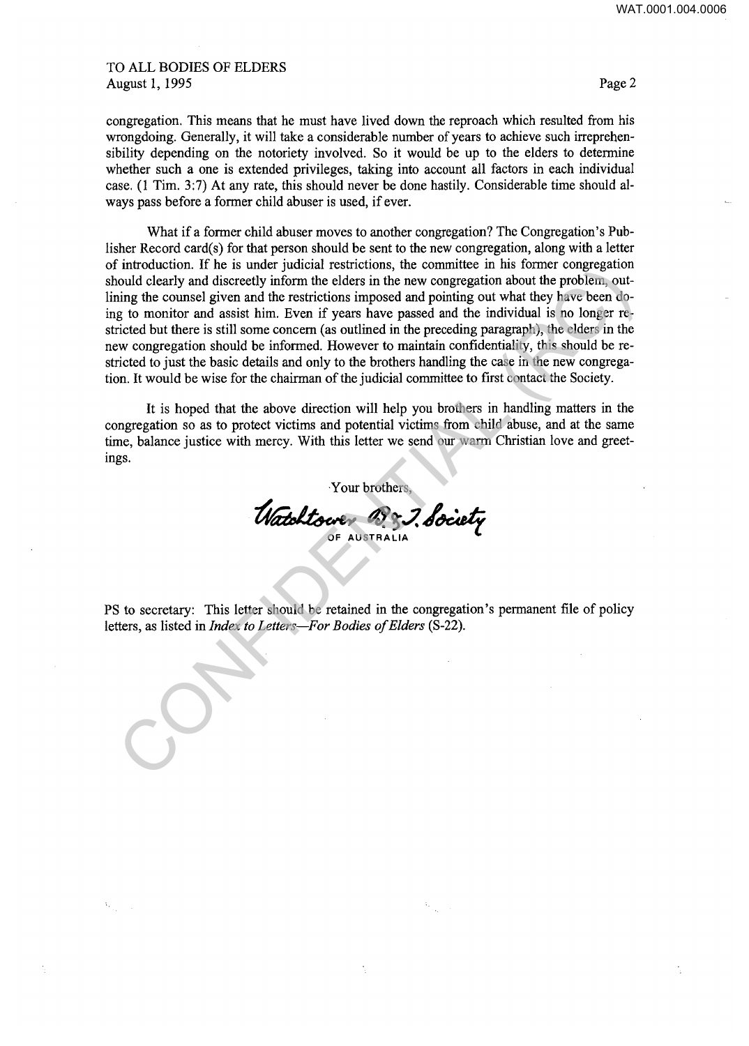congregation. This means that he must have lived down the reproach which resulted from his wrongdoing. Generally, it will take a considerable number of years to achieve such irreprehensibility depending on the notoriety involved. So it would be up to the elders to determine whether such a one is extended privileges, taking into account all factors in each individual case. (1 Tim. 3:7) At any rate, this should never be done hastily. Considerable time should always pass before a former child abuser is used, if ever.

What if a former child abuser moves to another congregation? The Congregation's Publisher Record card(s) for that person should be sent to the new congregation, along with a letter of introduction. If he is under judicial restrictions, the committee in his former congregation should clearly and discreetly inform the elders in the new congregation about the problem, outlining the counsel given and the restrictions imposed and pointing out what they have been doing to monitor and assist him. Even if years have passed and the individual is no longer restricted but there is still some concern (as outlined in the preceding paragraph), the elders in the new congregation should be informed. However to maintain confidentiality, this should be restricted to just the basic details and only to the brothers handling the case in the new congregation. It would be wise for the chairman of the judicial committee to first contact the Society.

It is hoped that the above direction will help you brothers in handling matters in the congregation so as to protect victims and potential victims from child abuse, and at the same time, balance justice with mercy. With this letter we send our warm Christian love and greetings.

Your brothers,

Watchtower B. & T. Society
OF AUSTRALIA

PS to secretary: This letter should be retained in the congregation's permanent file of policy letters, as listed in *Index to Letters—For Bodies of Elders* (S-22).